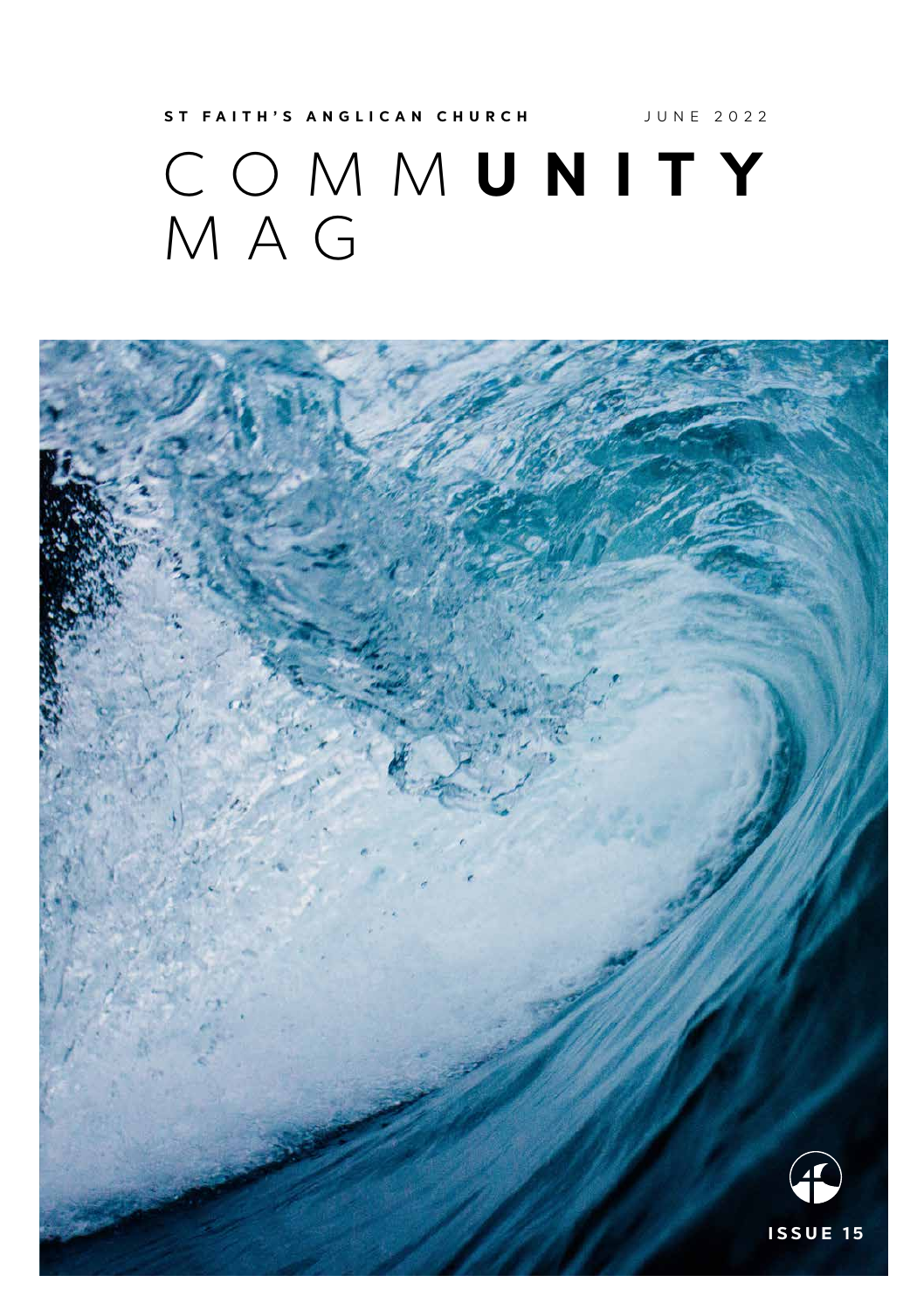**ST FAITH'S ANGLICAN CHURCH** JUNE 2022

# COMM**UNITY** MAG

**ISSUE 15**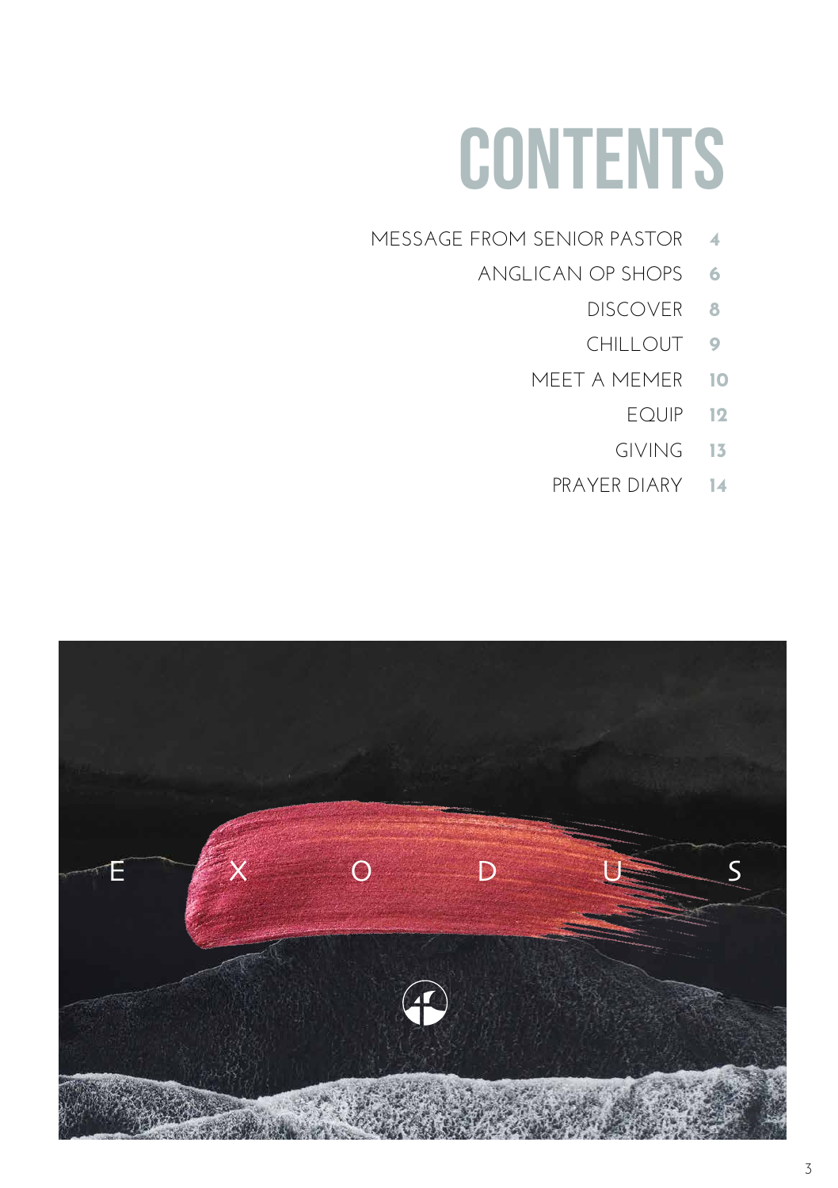# CONTENTS

| | |
|---|---|
| MESSAGE FROM SENIOR PASTOR | 4 |
| ANGLICAN OP SHOPS | 6 |
| DISCOVER | 8 |
| CHILLOUT | 9 |
| MEET A MEMER | 10 |
| EQUIP | 12 |
| GIVING | 13 |
| PRAYER DIARY | 14 |

E X O D U S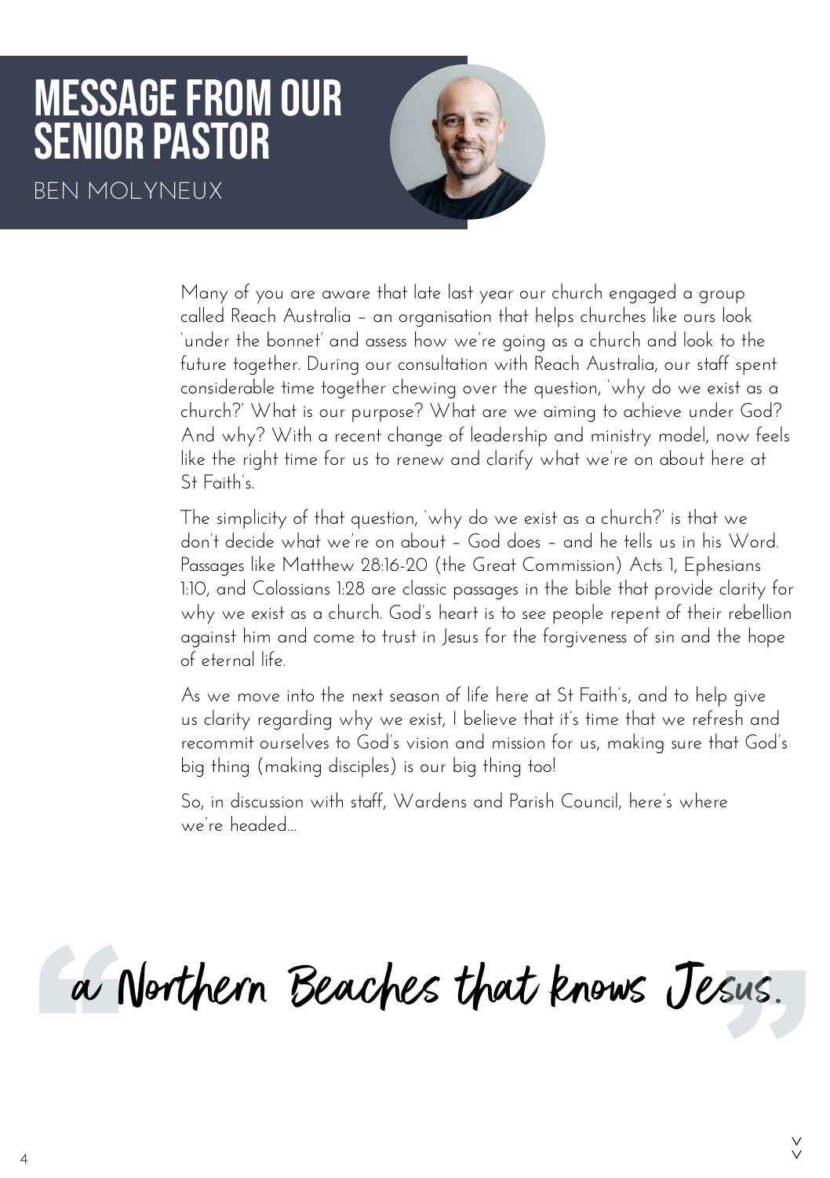# MESSAGE FROM OUR SENIOR PASTOR

BEN MOLYNEUX

Many of you are aware that late last year our church engaged a group called Reach Australia – an organisation that helps churches like ours look 'under the bonnet' and assess how we're going as a church and look to the future together. During our consultation with Reach Australia, our staff spent considerable time together chewing over the question, 'why do we exist as a church?' What is our purpose? What are we aiming to achieve under God? And why? With a recent change of leadership and ministry model, now feels like the right time for us to renew and clarify what we're on about here at St Faith's.

The simplicity of that question, 'why do we exist as a church?' is that we don't decide what we're on about – God does – and he tells us in his Word. Passages like Matthew 28:16-20 (the Great Commission) Acts 1, Ephesians 1:10, and Colossians 1:28 are classic passages in the bible that provide clarity for why we exist as a church. God's heart is to see people repent of their rebellion against him and come to trust in Jesus for the forgiveness of sin and the hope of eternal life.

As we move into the next season of life here at St Faith's, and to help give us clarity regarding why we exist, I believe that it's time that we refresh and recommit ourselves to God's vision and mission for us, making sure that God's big thing (making disciples) is our big thing too!

So, in discussion with staff, Wardens and Parish Council, here's where we're headed...

> "a Northern Beaches that knows Jesus."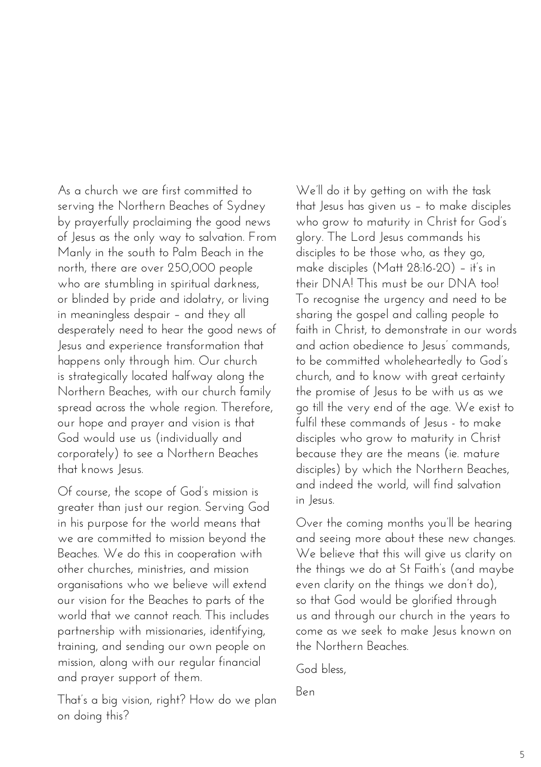As a church we are first committed to serving the Northern Beaches of Sydney by prayerfully proclaiming the good news of Jesus as the only way to salvation. From Manly in the south to Palm Beach in the north, there are over 250,000 people who are stumbling in spiritual darkness, or blinded by pride and idolatry, or living in meaningless despair – and they all desperately need to hear the good news of Jesus and experience transformation that happens only through him. Our church is strategically located halfway along the Northern Beaches, with our church family spread across the whole region. Therefore, our hope and prayer and vision is that God would use us (individually and corporately) to see a Northern Beaches that knows Jesus.

Of course, the scope of God's mission is greater than just our region. Serving God in his purpose for the world means that we are committed to mission beyond the Beaches. We do this in cooperation with other churches, ministries, and mission organisations who we believe will extend our vision for the Beaches to parts of the world that we cannot reach. This includes partnership with missionaries, identifying, training, and sending our own people on mission, along with our regular financial and prayer support of them.

That's a big vision, right? How do we plan on doing this?

We'll do it by getting on with the task that Jesus has given us – to make disciples who grow to maturity in Christ for God's glory. The Lord Jesus commands his disciples to be those who, as they go, make disciples (Matt 28:16-20) – it's in their DNA! This must be our DNA too! To recognise the urgency and need to be sharing the gospel and calling people to faith in Christ, to demonstrate in our words and action obedience to Jesus' commands, to be committed wholeheartedly to God's church, and to know with great certainty the promise of Jesus to be with us as we go till the very end of the age. We exist to fulfil these commands of Jesus - to make disciples who grow to maturity in Christ because they are the means (ie. mature disciples) by which the Northern Beaches, and indeed the world, will find salvation in Jesus.

Over the coming months you'll be hearing and seeing more about these new changes. We believe that this will give us clarity on the things we do at St Faith's (and maybe even clarity on the things we don't do), so that God would be glorified through us and through our church in the years to come as we seek to make Jesus known on the Northern Beaches.

God bless,

Ben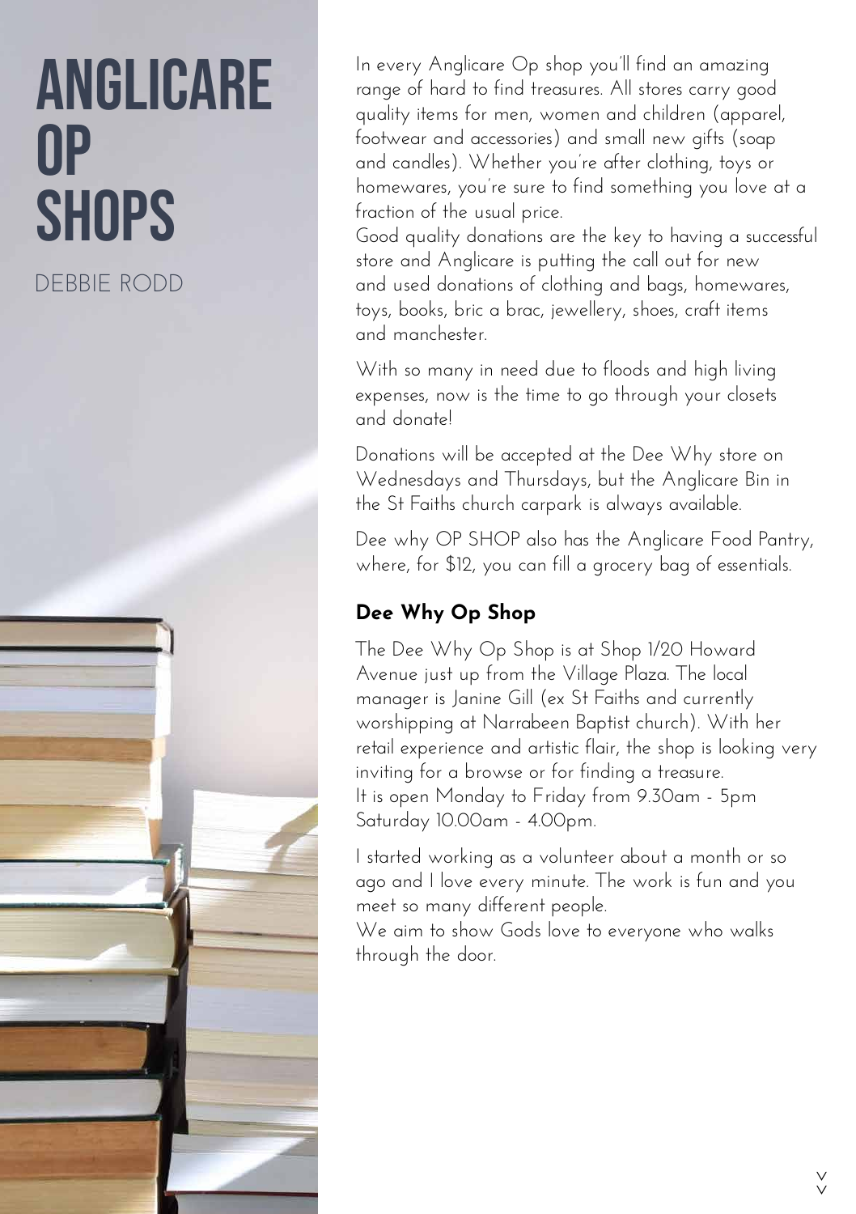# ANGLICARE OP SHOPS

DEBBIE RODD

In every Anglicare Op shop you'll find an amazing range of hard to find treasures. All stores carry good quality items for men, women and children (apparel, footwear and accessories) and small new gifts (soap and candles). Whether you're after clothing, toys or homewares, you're sure to find something you love at a fraction of the usual price.
Good quality donations are the key to having a successful store and Anglicare is putting the call out for new and used donations of clothing and bags, homewares, toys, books, bric a brac, jewellery, shoes, craft items and manchester.

With so many in need due to floods and high living expenses, now is the time to go through your closets and donate!

Donations will be accepted at the Dee Why store on Wednesdays and Thursdays, but the Anglicare Bin in the St Faiths church carpark is always available.

Dee why OP SHOP also has the Anglicare Food Pantry, where, for $12, you can fill a grocery bag of essentials.

**Dee Why Op Shop**

The Dee Why Op Shop is at Shop 1/20 Howard Avenue just up from the Village Plaza. The local manager is Janine Gill (ex St Faiths and currently worshipping at Narrabeen Baptist church). With her retail experience and artistic flair, the shop is looking very inviting for a browse or for finding a treasure.
It is open Monday to Friday from 9.30am - 5pm Saturday 10.00am - 4.00pm.

I started working as a volunteer about a month or so ago and I love every minute. The work is fun and you meet so many different people.
We aim to show Gods love to everyone who walks through the door.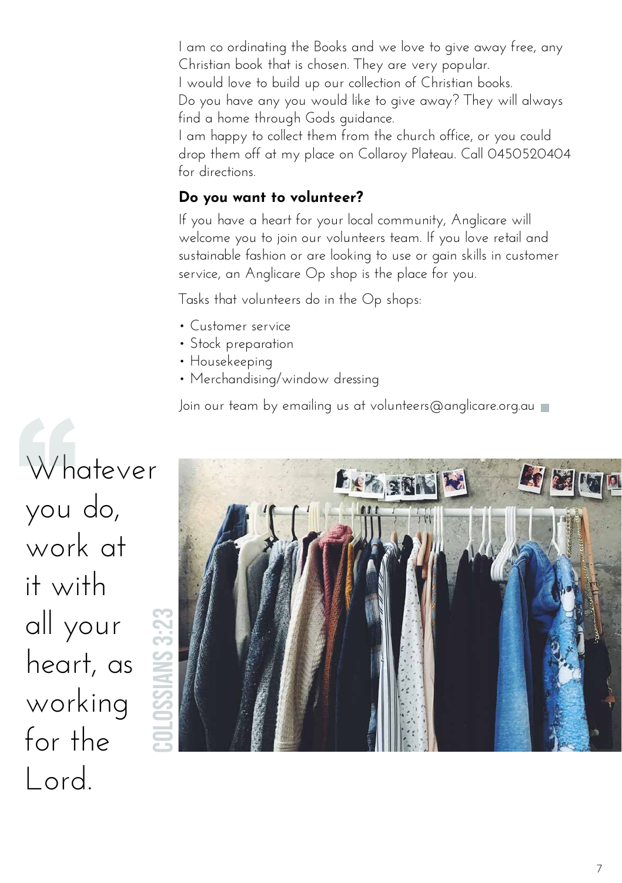I am co ordinating the Books and we love to give away free, any Christian book that is chosen. They are very popular.
I would love to build up our collection of Christian books.
Do you have any you would like to give away? They will always find a home through Gods guidance.
I am happy to collect them from the church office, or you could drop them off at my place on Collaroy Plateau. Call 0450520404 for directions.

**Do you want to volunteer?**

If you have a heart for your local community, Anglicare will welcome you to join our volunteers team. If you love retail and sustainable fashion or are looking to use or gain skills in customer service, an Anglicare Op shop is the place for you.

Tasks that volunteers do in the Op shops:

- Customer service
- Stock preparation
- Housekeeping
- Merchandising/window dressing

Join our team by emailing us at volunteers@anglicare.org.au

> Whatever you do, work at it with all your heart, as working for the Lord.
>
> COLOSSIANS 3:23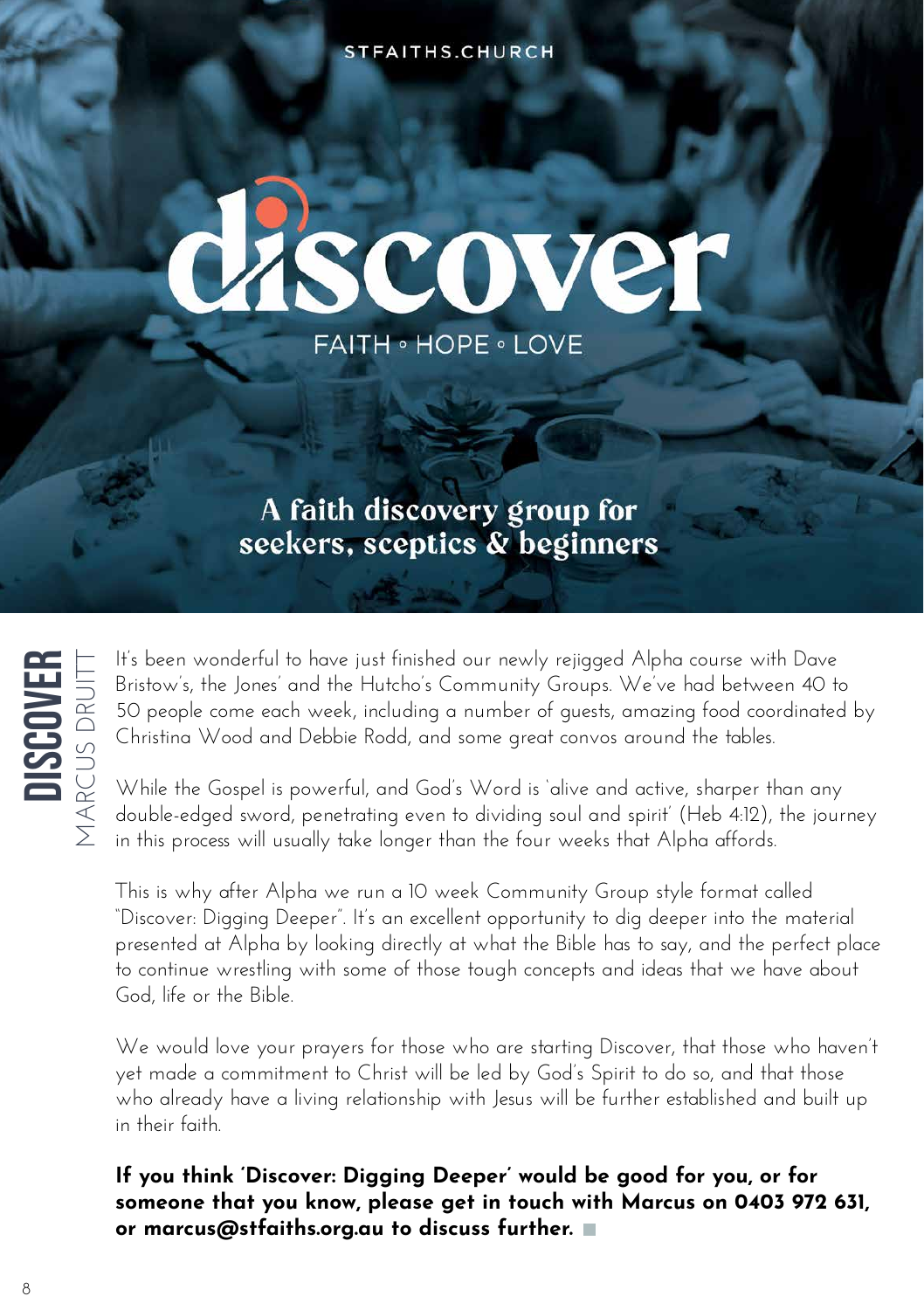STFAITHS.CHURCH

# discover

FAITH ◦ HOPE ◦ LOVE

## A faith discovery group for seekers, sceptics & beginners

**DISCOVER** MARCUS DRUITT

It's been wonderful to have just finished our newly rejigged Alpha course with Dave Bristow's, the Jones' and the Hutcho's Community Groups. We've had between 40 to 50 people come each week, including a number of guests, amazing food coordinated by Christina Wood and Debbie Rodd, and some great convos around the tables.

While the Gospel is powerful, and God's Word is 'alive and active, sharper than any double-edged sword, penetrating even to dividing soul and spirit' (Heb 4:12), the journey in this process will usually take longer than the four weeks that Alpha affords.

This is why after Alpha we run a 10 week Community Group style format called "Discover: Digging Deeper". It's an excellent opportunity to dig deeper into the material presented at Alpha by looking directly at what the Bible has to say, and the perfect place to continue wrestling with some of those tough concepts and ideas that we have about God, life or the Bible.

We would love your prayers for those who are starting Discover, that those who haven't yet made a commitment to Christ will be led by God's Spirit to do so, and that those who already have a living relationship with Jesus will be further established and built up in their faith.

**If you think 'Discover: Digging Deeper' would be good for you, or for someone that you know, please get in touch with Marcus on 0403 972 631, or marcus@stfaiths.org.au to discuss further.**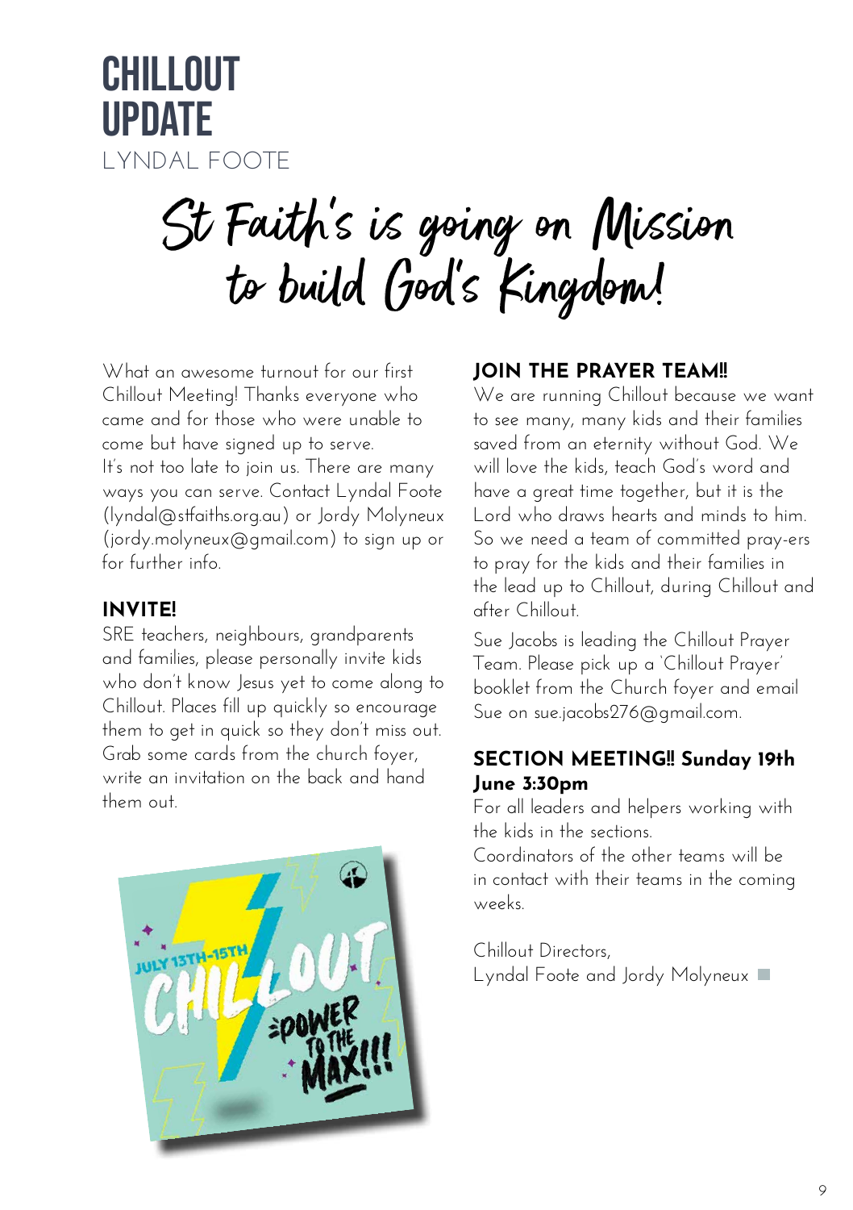# CHILLOUT UPDATE

LYNDAL FOOTE

## St Faith's is going on Mission to build God's Kingdom!

What an awesome turnout for our first Chillout Meeting! Thanks everyone who came and for those who were unable to come but have signed up to serve. It's not too late to join us. There are many ways you can serve. Contact Lyndal Foote (lyndal@stfaiths.org.au) or Jordy Molyneux (jordy.molyneux@gmail.com) to sign up or for further info.

### INVITE!

SRE teachers, neighbours, grandparents and families, please personally invite kids who don't know Jesus yet to come along to Chillout. Places fill up quickly so encourage them to get in quick so they don't miss out. Grab some cards from the church foyer, write an invitation on the back and hand them out.

### JOIN THE PRAYER TEAM!!

We are running Chillout because we want to see many, many kids and their families saved from an eternity without God. We will love the kids, teach God's word and have a great time together, but it is the Lord who draws hearts and minds to him. So we need a team of committed pray-ers to pray for the kids and their families in the lead up to Chillout, during Chillout and after Chillout.

Sue Jacobs is leading the Chillout Prayer Team. Please pick up a 'Chillout Prayer' booklet from the Church foyer and email Sue on sue.jacobs276@gmail.com.

### SECTION MEETING!! Sunday 19th June 3:30pm

For all leaders and helpers working with the kids in the sections.

Coordinators of the other teams will be in contact with their teams in the coming weeks.

Chillout Directors,
Lyndal Foote and Jordy Molyneux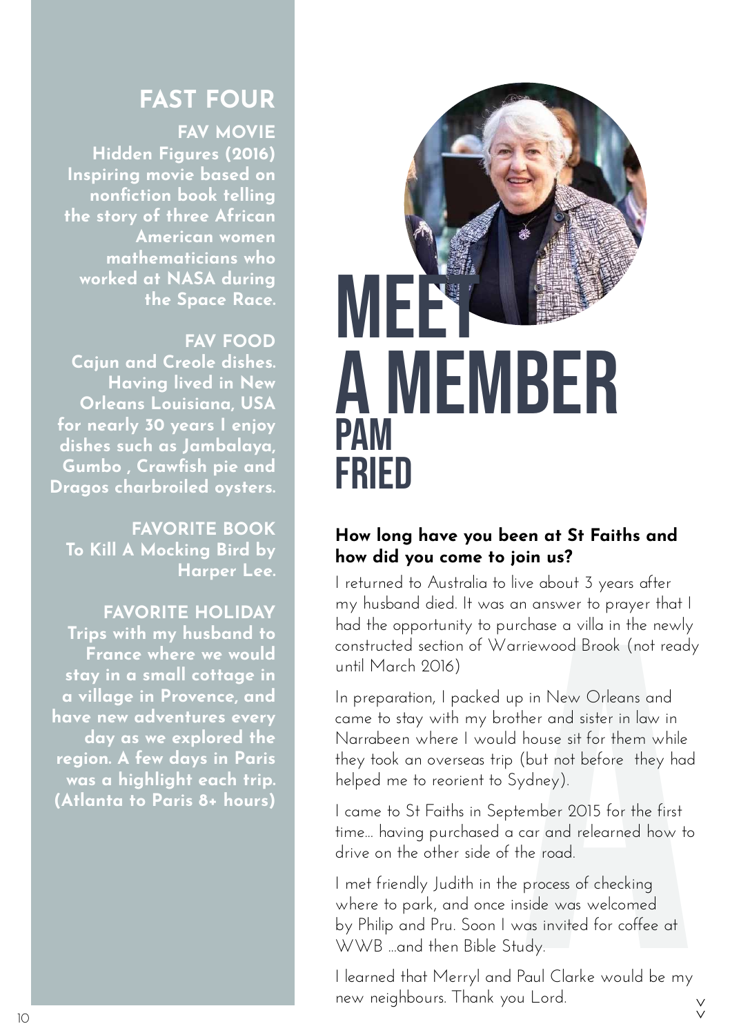# MEET A MEMBER

## PAM FRIED

### How long have you been at St Faiths and how did you come to join us?

I returned to Australia to live about 3 years after my husband died. It was an answer to prayer that I had the opportunity to purchase a villa in the newly constructed section of Warriewood Brook (not ready until March 2016)

In preparation, I packed up in New Orleans and came to stay with my brother and sister in law in Narrabeen where I would house sit for them while they took an overseas trip (but not before they had helped me to reorient to Sydney).

I came to St Faiths in September 2015 for the first time... having purchased a car and relearned how to drive on the other side of the road.

I met friendly Judith in the process of checking where to park, and once inside was welcomed by Philip and Pru. Soon I was invited for coffee at WWB ...and then Bible Study.

I learned that Merryl and Paul Clarke would be my new neighbours. Thank you Lord.

## FAST FOUR

**FAV MOVIE**
**Hidden Figures (2016)**
**Inspiring movie based on nonfiction book telling the story of three African American women mathematicians who worked at NASA during the Space Race.**

**FAV FOOD**
**Cajun and Creole dishes. Having lived in New Orleans Louisiana, USA for nearly 30 years I enjoy dishes such as Jambalaya, Gumbo , Crawfish pie and Dragos charbroiled oysters.**

**FAVORITE BOOK**
**To Kill A Mocking Bird by Harper Lee.**

**FAVORITE HOLIDAY**
**Trips with my husband to France where we would stay in a small cottage in a village in Provence, and have new adventures every day as we explored the region. A few days in Paris was a highlight each trip. (Atlanta to Paris 8+ hours)**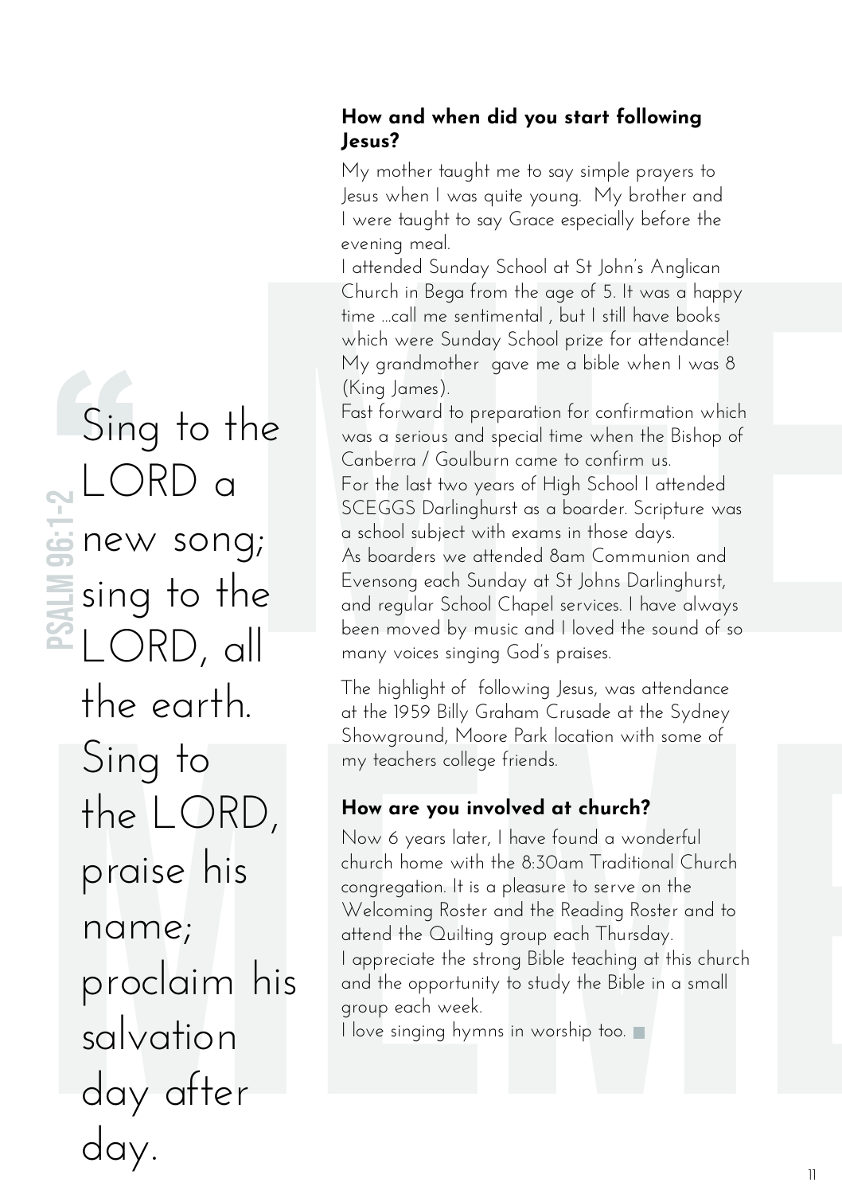> Sing to the LORD a new song; sing to the LORD, all the earth. Sing to the LORD, praise his name; proclaim his salvation day after day.
>
> PSALM 96:1-2

### How and when did you start following Jesus?

My mother taught me to say simple prayers to Jesus when I was quite young. My brother and I were taught to say Grace especially before the evening meal.

I attended Sunday School at St John's Anglican Church in Bega from the age of 5. It was a happy time ...call me sentimental , but I still have books which were Sunday School prize for attendance! My grandmother gave me a bible when I was 8 (King James).

Fast forward to preparation for confirmation which was a serious and special time when the Bishop of Canberra / Goulburn came to confirm us.

For the last two years of High School I attended SCEGGS Darlinghurst as a boarder. Scripture was a school subject with exams in those days.

As boarders we attended 8am Communion and Evensong each Sunday at St Johns Darlinghurst, and regular School Chapel services. I have always been moved by music and I loved the sound of so many voices singing God's praises.

The highlight of following Jesus, was attendance at the 1959 Billy Graham Crusade at the Sydney Showground, Moore Park location with some of my teachers college friends.

### How are you involved at church?

Now 6 years later, I have found a wonderful church home with the 8:30am Traditional Church congregation. It is a pleasure to serve on the Welcoming Roster and the Reading Roster and to attend the Quilting group each Thursday.

I appreciate the strong Bible teaching at this church and the opportunity to study the Bible in a small group each week.

I love singing hymns in worship too.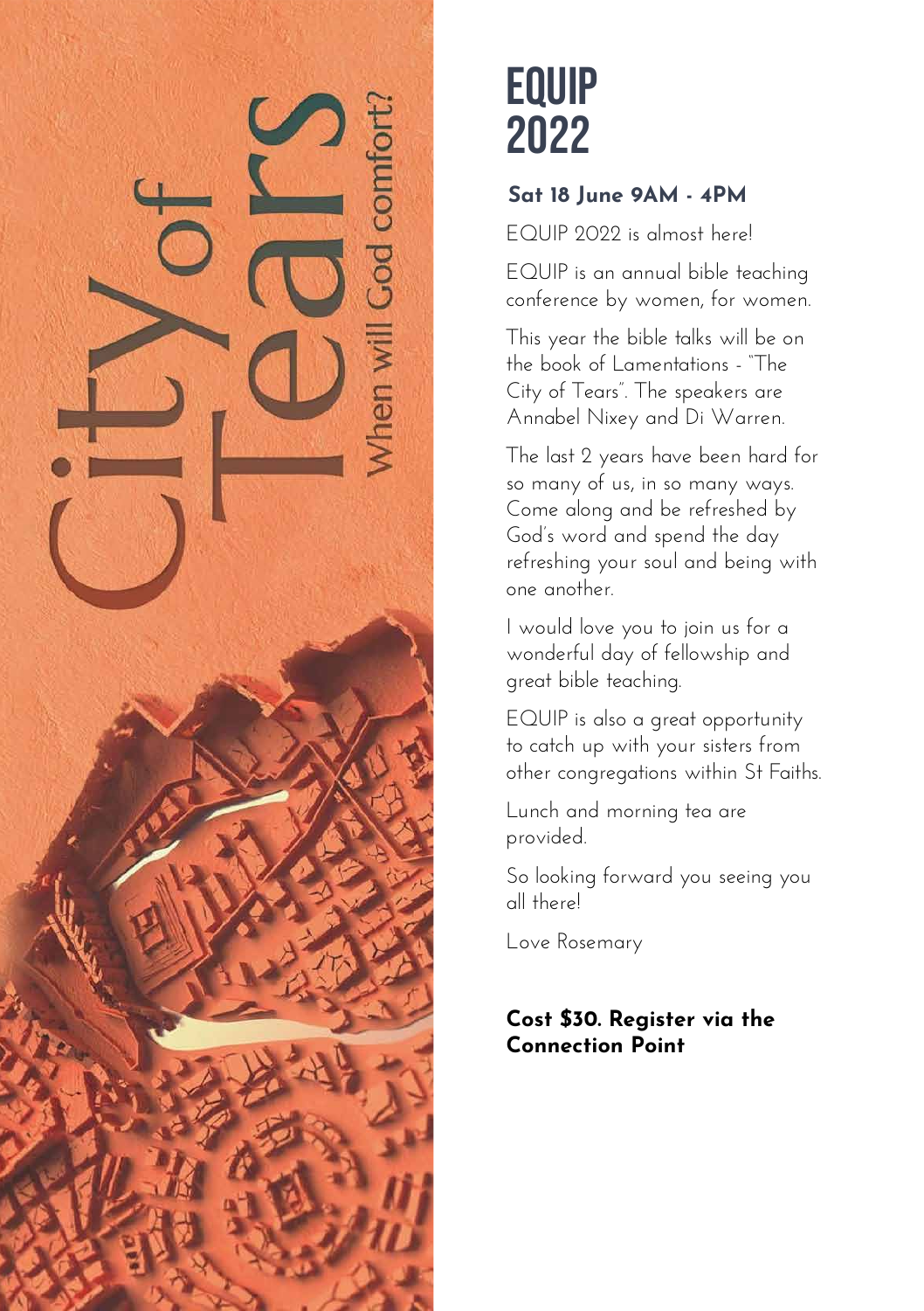# EQUIP 2022

**Sat 18 June 9AM - 4PM**

EQUIP 2022 is almost here!

EQUIP is an annual bible teaching conference by women, for women.

This year the bible talks will be on the book of Lamentations - "The City of Tears". The speakers are Annabel Nixey and Di Warren.

The last 2 years have been hard for so many of us, in so many ways. Come along and be refreshed by God's word and spend the day refreshing your soul and being with one another.

I would love you to join us for a wonderful day of fellowship and great bible teaching.

EQUIP is also a great opportunity to catch up with your sisters from other congregations within St Faiths.

Lunch and morning tea are provided.

So looking forward you seeing you all there!

Love Rosemary

**Cost $30. Register via the Connection Point**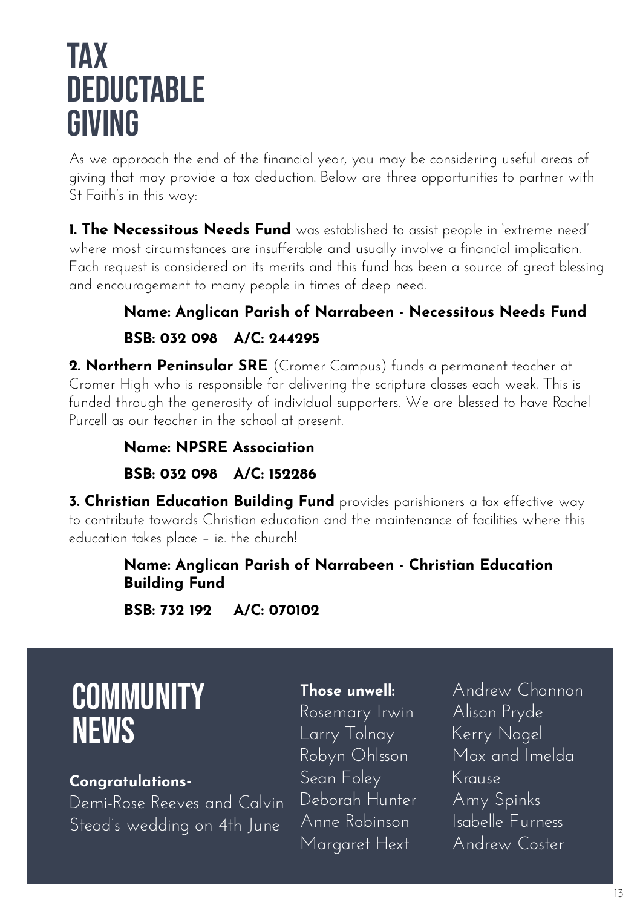# TAX DEDUCTABLE GIVING

As we approach the end of the financial year, you may be considering useful areas of giving that may provide a tax deduction. Below are three opportunities to partner with St Faith's in this way:

**1. The Necessitous Needs Fund** was established to assist people in 'extreme need' where most circumstances are insufferable and usually involve a financial implication. Each request is considered on its merits and this fund has been a source of great blessing and encouragement to many people in times of deep need.

> **Name: Anglican Parish of Narrabeen - Necessitous Needs Fund**
>
> **BSB: 032 098 A/C: 244295**

**2. Northern Peninsular SRE** (Cromer Campus) funds a permanent teacher at Cromer High who is responsible for delivering the scripture classes each week. This is funded through the generosity of individual supporters. We are blessed to have Rachel Purcell as our teacher in the school at present.

> **Name: NPSRE Association**
>
> **BSB: 032 098 A/C: 152286**

**3. Christian Education Building Fund** provides parishioners a tax effective way to contribute towards Christian education and the maintenance of facilities where this education takes place – ie. the church!

> **Name: Anglican Parish of Narrabeen - Christian Education Building Fund**
>
> **BSB: 732 192 A/C: 070102**

# COMMUNITY NEWS

**Congratulations-**

Demi-Rose Reeves and Calvin Stead's wedding on 4th June

**Those unwell:**

Rosemary Irwin
Larry Tolnay
Robyn Ohlsson
Sean Foley
Deborah Hunter
Anne Robinson
Margaret Hext
Andrew Channon
Alison Pryde
Kerry Nagel
Max and Imelda Krause
Amy Spinks
Isabelle Furness
Andrew Coster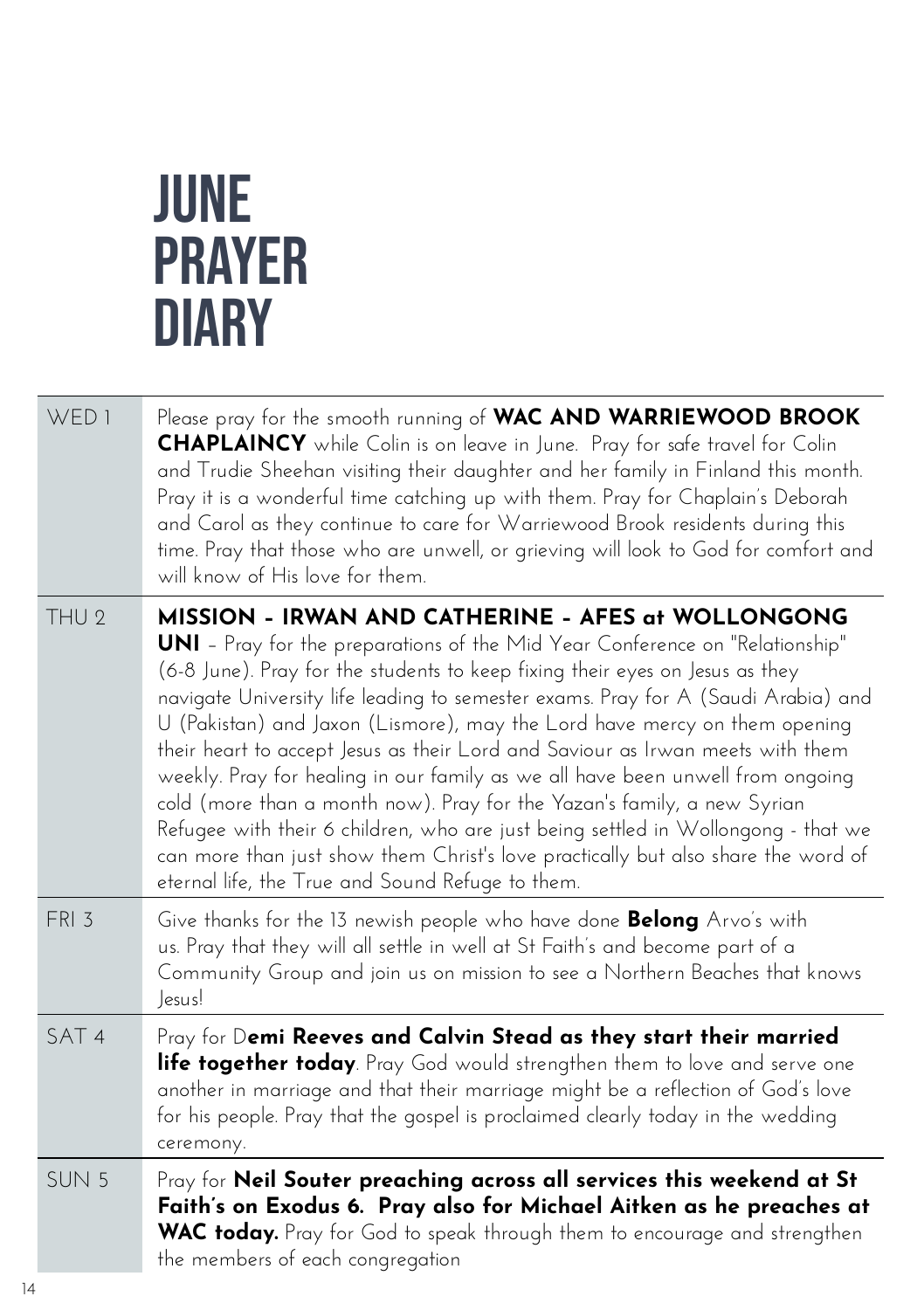// JUNE PRAYER DIARY

| | |
|---|---|
| WED 1 | Please pray for the smooth running of **WAC AND WARRIEWOOD BROOK CHAPLAINCY** while Colin is on leave in June. Pray for safe travel for Colin and Trudie Sheehan visiting their daughter and her family in Finland this month. Pray it is a wonderful time catching up with them. Pray for Chaplain's Deborah and Carol as they continue to care for Warriewood Brook residents during this time. Pray that those who are unwell, or grieving will look to God for comfort and will know of His love for them. |
| THU 2 | **MISSION - IRWAN AND CATHERINE - AFES at WOLLONGONG UNI** – Pray for the preparations of the Mid Year Conference on "Relationship" (6-8 June). Pray for the students to keep fixing their eyes on Jesus as they navigate University life leading to semester exams. Pray for A (Saudi Arabia) and U (Pakistan) and Jaxon (Lismore), may the Lord have mercy on them opening their heart to accept Jesus as their Lord and Saviour as Irwan meets with them weekly. Pray for healing in our family as we all have been unwell from ongoing cold (more than a month now). Pray for the Yazan's family, a new Syrian Refugee with their 6 children, who are just being settled in Wollongong - that we can more than just show them Christ's love practically but also share the word of eternal life, the True and Sound Refuge to them. |
| FRI 3 | Give thanks for the 13 newish people who have done **Belong** Arvo's with us. Pray that they will all settle in well at St Faith's and become part of a Community Group and join us on mission to see a Northern Beaches that knows Jesus! |
| SAT 4 | Pray for D**emi Reeves and Calvin Stead as they start their married life together today**. Pray God would strengthen them to love and serve one another in marriage and that their marriage might be a reflection of God's love for his people. Pray that the gospel is proclaimed clearly today in the wedding ceremony. |
| SUN 5 | Pray for **Neil Souter preaching across all services this weekend at St Faith's on Exodus 6. Pray also for Michael Aitken as he preaches at WAC today.** Pray for God to speak through them to encourage and strengthen the members of each congregation |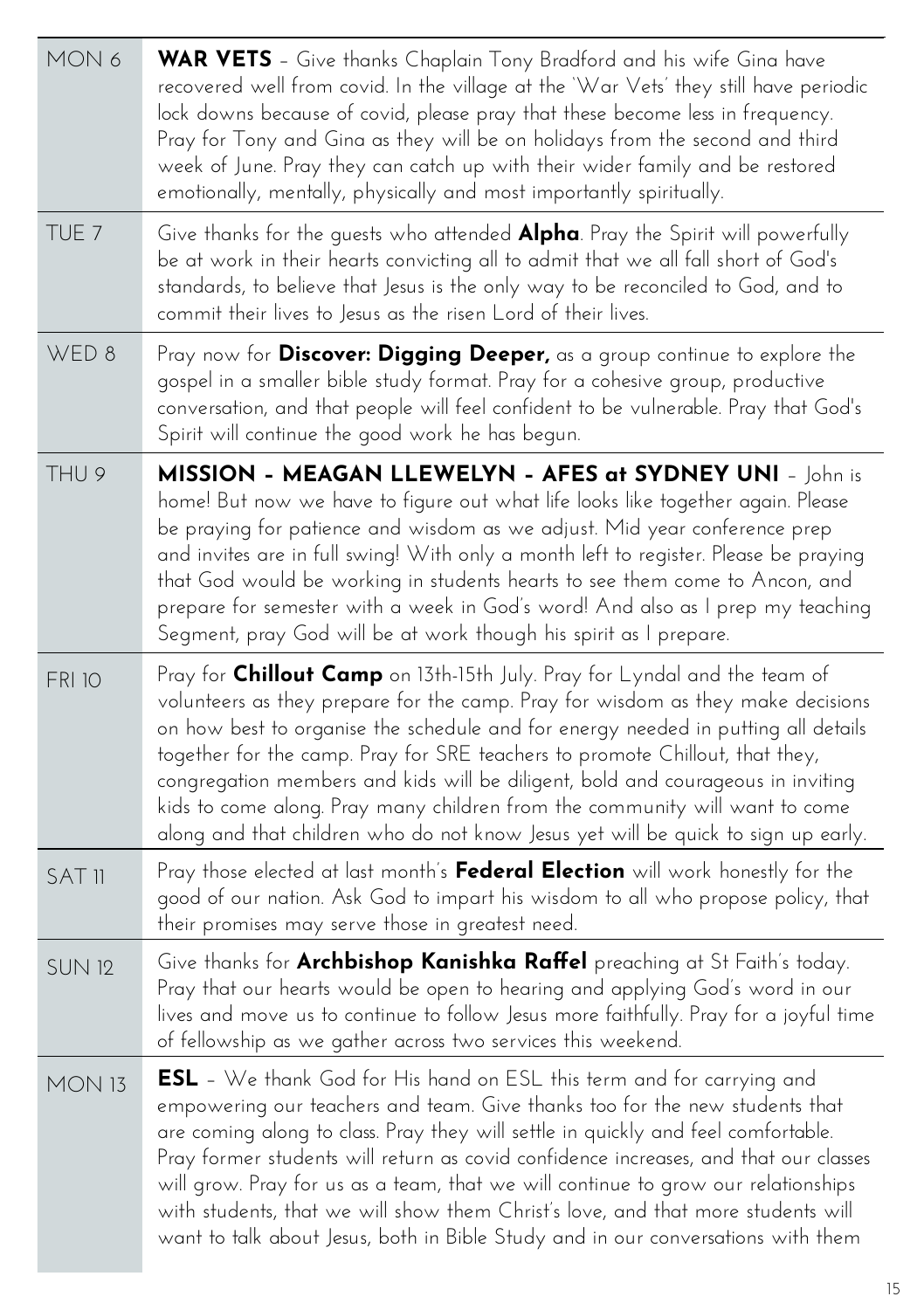| | |
|---|---|
| MON 6 | **WAR VETS** – Give thanks Chaplain Tony Bradford and his wife Gina have recovered well from covid. In the village at the 'War Vets' they still have periodic lock downs because of covid, please pray that these become less in frequency. Pray for Tony and Gina as they will be on holidays from the second and third week of June. Pray they can catch up with their wider family and be restored emotionally, mentally, physically and most importantly spiritually. |
| TUE 7 | Give thanks for the guests who attended **Alpha**. Pray the Spirit will powerfully be at work in their hearts convicting all to admit that we all fall short of God's standards, to believe that Jesus is the only way to be reconciled to God, and to commit their lives to Jesus as the risen Lord of their lives. |
| WED 8 | Pray now for **Discover: Digging Deeper,** as a group continue to explore the gospel in a smaller bible study format. Pray for a cohesive group, productive conversation, and that people will feel confident to be vulnerable. Pray that God's Spirit will continue the good work he has begun. |
| THU 9 | **MISSION - MEAGAN LLEWELYN - AFES at SYDNEY UNI** – John is home! But now we have to figure out what life looks like together again. Please be praying for patience and wisdom as we adjust. Mid year conference prep and invites are in full swing! With only a month left to register. Please be praying that God would be working in students hearts to see them come to Ancon, and prepare for semester with a week in God's word! And also as I prep my teaching Segment, pray God will be at work though his spirit as I prepare. |
| FRI 10 | Pray for **Chillout Camp** on 13th-15th July. Pray for Lyndal and the team of volunteers as they prepare for the camp. Pray for wisdom as they make decisions on how best to organise the schedule and for energy needed in putting all details together for the camp. Pray for SRE teachers to promote Chillout, that they, congregation members and kids will be diligent, bold and courageous in inviting kids to come along. Pray many children from the community will want to come along and that children who do not know Jesus yet will be quick to sign up early. |
| SAT 11 | Pray those elected at last month's **Federal Election** will work honestly for the good of our nation. Ask God to impart his wisdom to all who propose policy, that their promises may serve those in greatest need. |
| SUN 12 | Give thanks for **Archbishop Kanishka Raffel** preaching at St Faith's today. Pray that our hearts would be open to hearing and applying God's word in our lives and move us to continue to follow Jesus more faithfully. Pray for a joyful time of fellowship as we gather across two services this weekend. |
| MON 13 | **ESL** – We thank God for His hand on ESL this term and for carrying and empowering our teachers and team. Give thanks too for the new students that are coming along to class. Pray they will settle in quickly and feel comfortable. Pray former students will return as covid confidence increases, and that our classes will grow. Pray for us as a team, that we will continue to grow our relationships with students, that we will show them Christ's love, and that more students will want to talk about Jesus, both in Bible Study and in our conversations with them |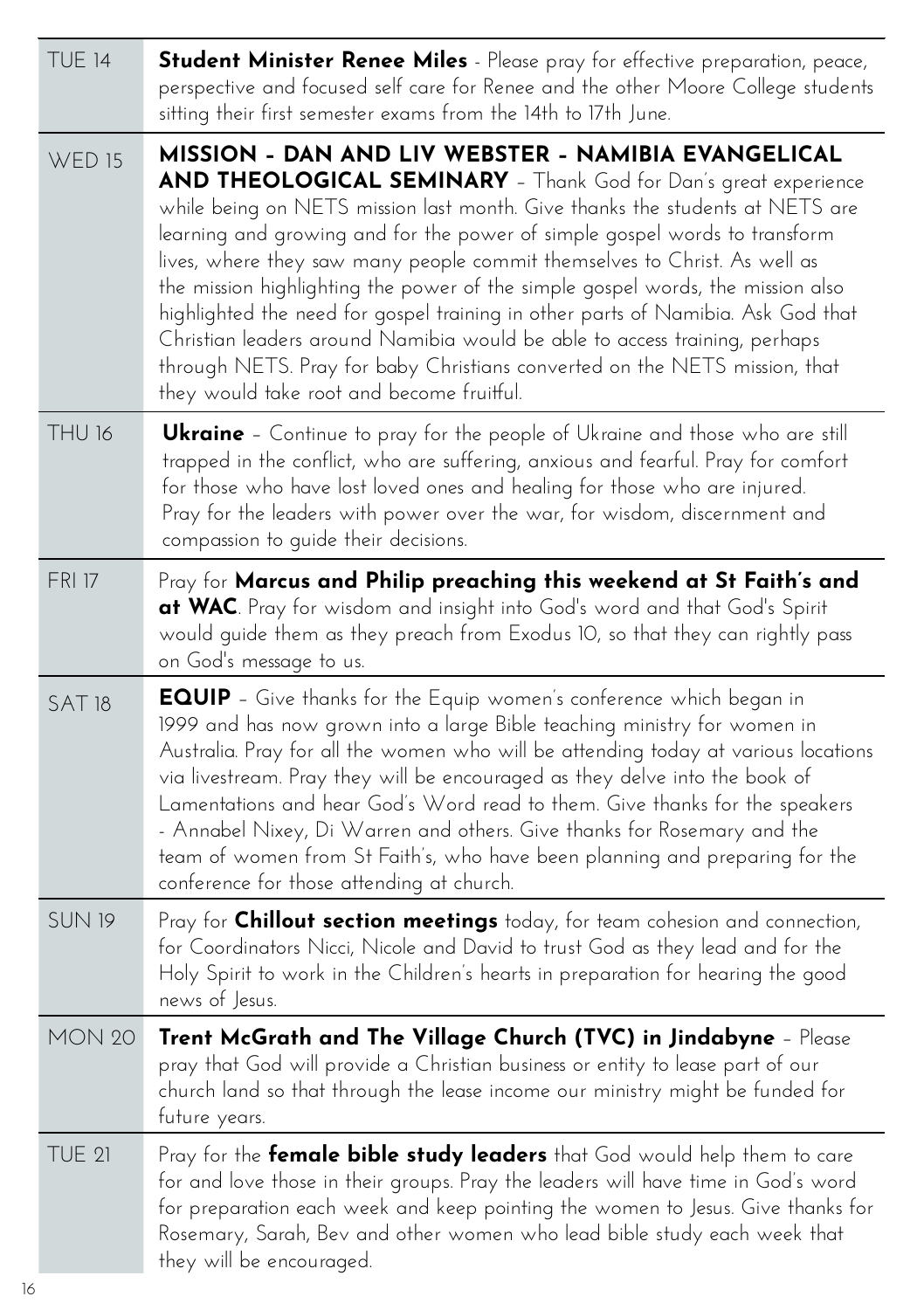| | |
|---|---|
| TUE 14 | **Student Minister Renee Miles** - Please pray for effective preparation, peace, perspective and focused self care for Renee and the other Moore College students sitting their first semester exams from the 14th to 17th June. |
| WED 15 | **MISSION - DAN AND LIV WEBSTER - NAMIBIA EVANGELICAL AND THEOLOGICAL SEMINARY** – Thank God for Dan's great experience while being on NETS mission last month. Give thanks the students at NETS are learning and growing and for the power of simple gospel words to transform lives, where they saw many people commit themselves to Christ. As well as the mission highlighting the power of the simple gospel words, the mission also highlighted the need for gospel training in other parts of Namibia. Ask God that Christian leaders around Namibia would be able to access training, perhaps through NETS. Pray for baby Christians converted on the NETS mission, that they would take root and become fruitful. |
| THU 16 | **Ukraine** – Continue to pray for the people of Ukraine and those who are still trapped in the conflict, who are suffering, anxious and fearful. Pray for comfort for those who have lost loved ones and healing for those who are injured. Pray for the leaders with power over the war, for wisdom, discernment and compassion to guide their decisions. |
| FRI 17 | Pray for **Marcus and Philip preaching this weekend at St Faith's and at WAC**. Pray for wisdom and insight into God's word and that God's Spirit would guide them as they preach from Exodus 10, so that they can rightly pass on God's message to us. |
| SAT 18 | **EQUIP** – Give thanks for the Equip women's conference which began in 1999 and has now grown into a large Bible teaching ministry for women in Australia. Pray for all the women who will be attending today at various locations via livestream. Pray they will be encouraged as they delve into the book of Lamentations and hear God's Word read to them. Give thanks for the speakers - Annabel Nixey, Di Warren and others. Give thanks for Rosemary and the team of women from St Faith's, who have been planning and preparing for the conference for those attending at church. |
| SUN 19 | Pray for **Chillout section meetings** today, for team cohesion and connection, for Coordinators Nicci, Nicole and David to trust God as they lead and for the Holy Spirit to work in the Children's hearts in preparation for hearing the good news of Jesus. |
| MON 20 | **Trent McGrath and The Village Church (TVC) in Jindabyne** – Please pray that God will provide a Christian business or entity to lease part of our church land so that through the lease income our ministry might be funded for future years. |
| TUE 21 | Pray for the **female bible study leaders** that God would help them to care for and love those in their groups. Pray the leaders will have time in God's word for preparation each week and keep pointing the women to Jesus. Give thanks for Rosemary, Sarah, Bev and other women who lead bible study each week that they will be encouraged. |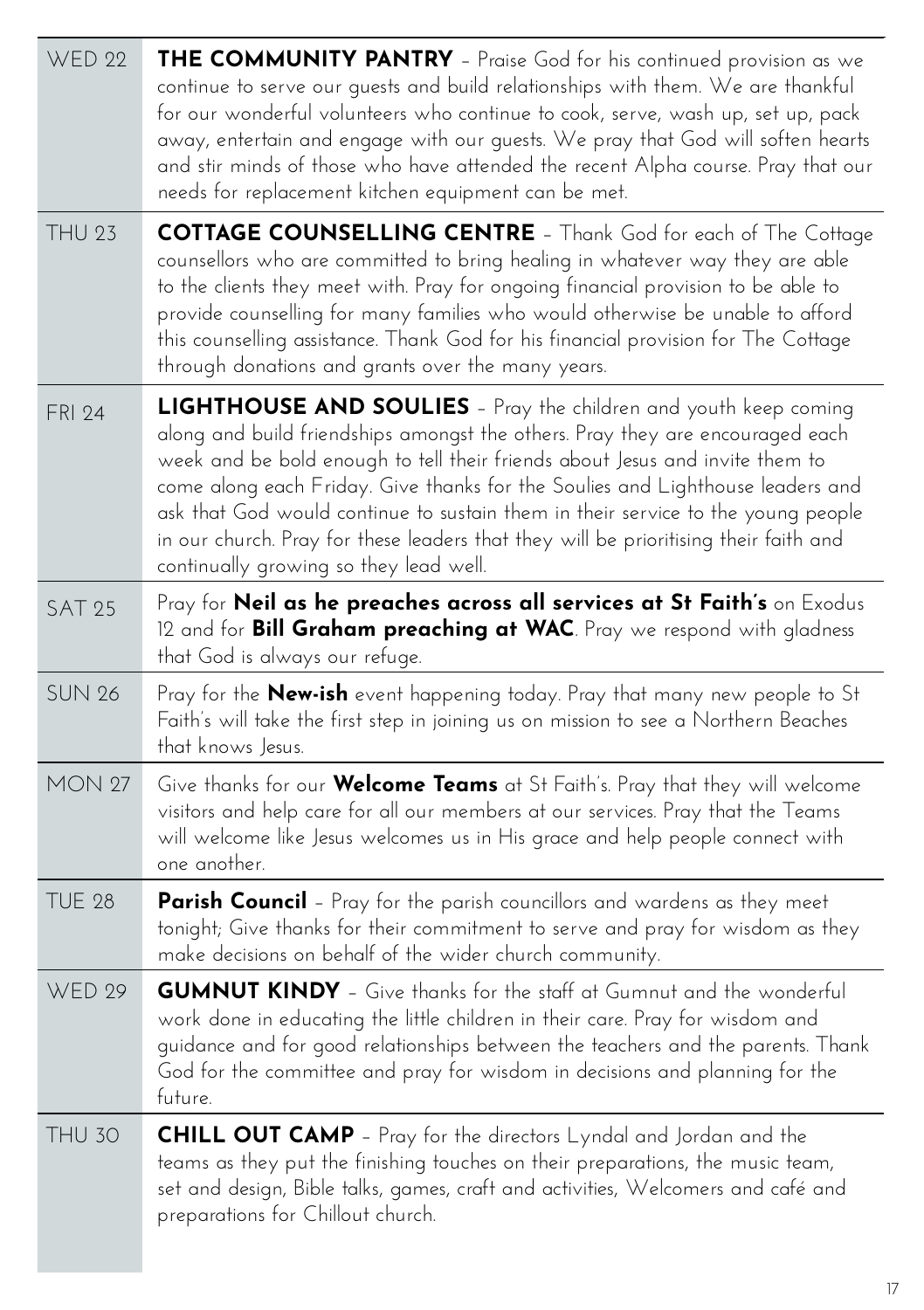| | |
|---|---|
| WED 22 | **THE COMMUNITY PANTRY** – Praise God for his continued provision as we continue to serve our guests and build relationships with them. We are thankful for our wonderful volunteers who continue to cook, serve, wash up, set up, pack away, entertain and engage with our guests. We pray that God will soften hearts and stir minds of those who have attended the recent Alpha course. Pray that our needs for replacement kitchen equipment can be met. |
| THU 23 | **COTTAGE COUNSELLING CENTRE** – Thank God for each of The Cottage counsellors who are committed to bring healing in whatever way they are able to the clients they meet with. Pray for ongoing financial provision to be able to provide counselling for many families who would otherwise be unable to afford this counselling assistance. Thank God for his financial provision for The Cottage through donations and grants over the many years. |
| FRI 24 | **LIGHTHOUSE AND SOULIES** – Pray the children and youth keep coming along and build friendships amongst the others. Pray they are encouraged each week and be bold enough to tell their friends about Jesus and invite them to come along each Friday. Give thanks for the Soulies and Lighthouse leaders and ask that God would continue to sustain them in their service to the young people in our church. Pray for these leaders that they will be prioritising their faith and continually growing so they lead well. |
| SAT 25 | Pray for **Neil as he preaches across all services at St Faith's** on Exodus 12 and for **Bill Graham preaching at WAC**. Pray we respond with gladness that God is always our refuge. |
| SUN 26 | Pray for the **New-ish** event happening today. Pray that many new people to St Faith's will take the first step in joining us on mission to see a Northern Beaches that knows Jesus. |
| MON 27 | Give thanks for our **Welcome Teams** at St Faith's. Pray that they will welcome visitors and help care for all our members at our services. Pray that the Teams will welcome like Jesus welcomes us in His grace and help people connect with one another. |
| TUE 28 | **Parish Council** – Pray for the parish councillors and wardens as they meet tonight; Give thanks for their commitment to serve and pray for wisdom as they make decisions on behalf of the wider church community. |
| WED 29 | **GUMNUT KINDY** – Give thanks for the staff at Gumnut and the wonderful work done in educating the little children in their care. Pray for wisdom and guidance and for good relationships between the teachers and the parents. Thank God for the committee and pray for wisdom in decisions and planning for the future. |
| THU 30 | **CHILL OUT CAMP** – Pray for the directors Lyndal and Jordan and the teams as they put the finishing touches on their preparations, the music team, set and design, Bible talks, games, craft and activities, Welcomers and café and preparations for Chillout church. |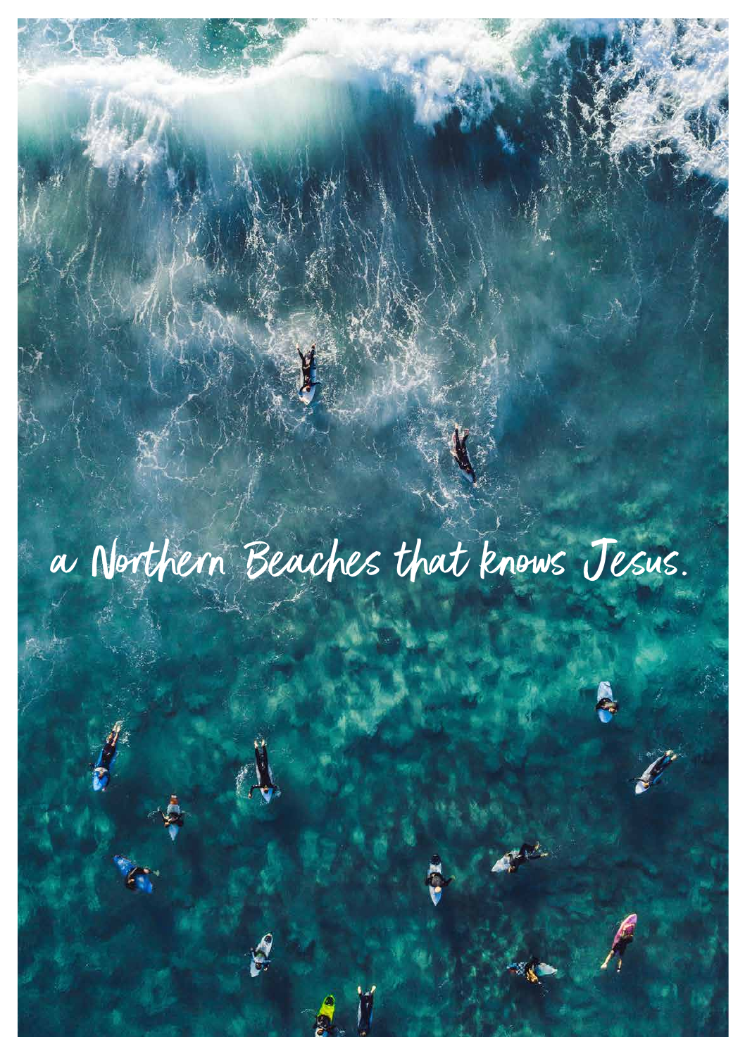a Northern Beaches that knows Jesus.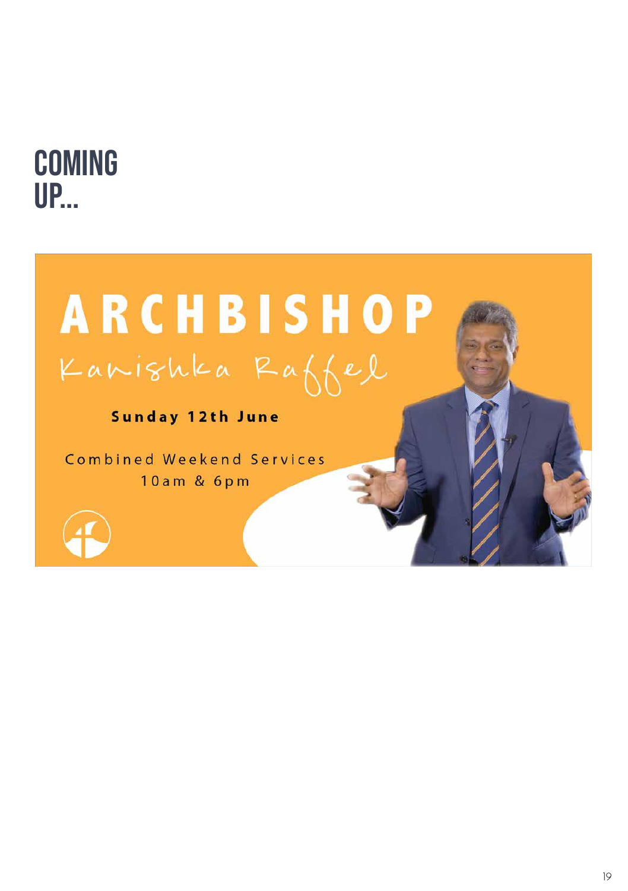# COMING UP...

**ARCHBISHOP**

Kanishka Raffel

**Sunday 12th June**

Combined Weekend Services
10am & 6pm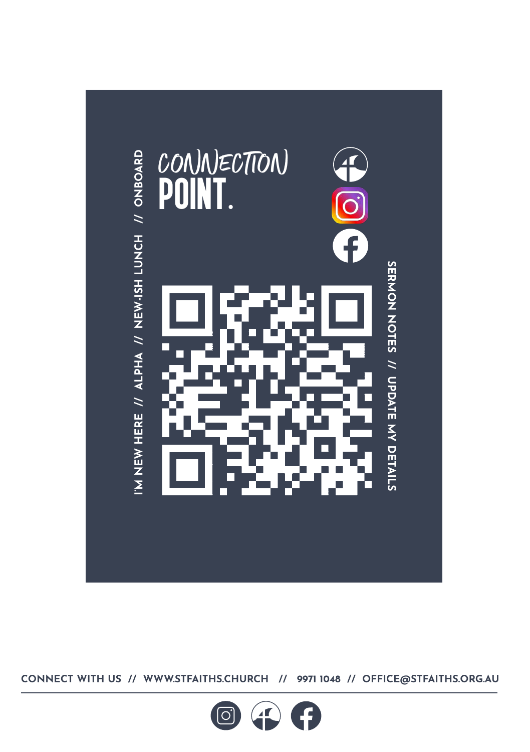# CONNECTION POINT.

I'M NEW HERE // ALPHA // NEW-ISH LUNCH // ONBOARD

SERMON NOTES // UPDATE MY DETAILS

CONNECT WITH US // WWW.STFAITHS.CHURCH // 9971 1048 // OFFICE@STFAITHS.ORG.AU